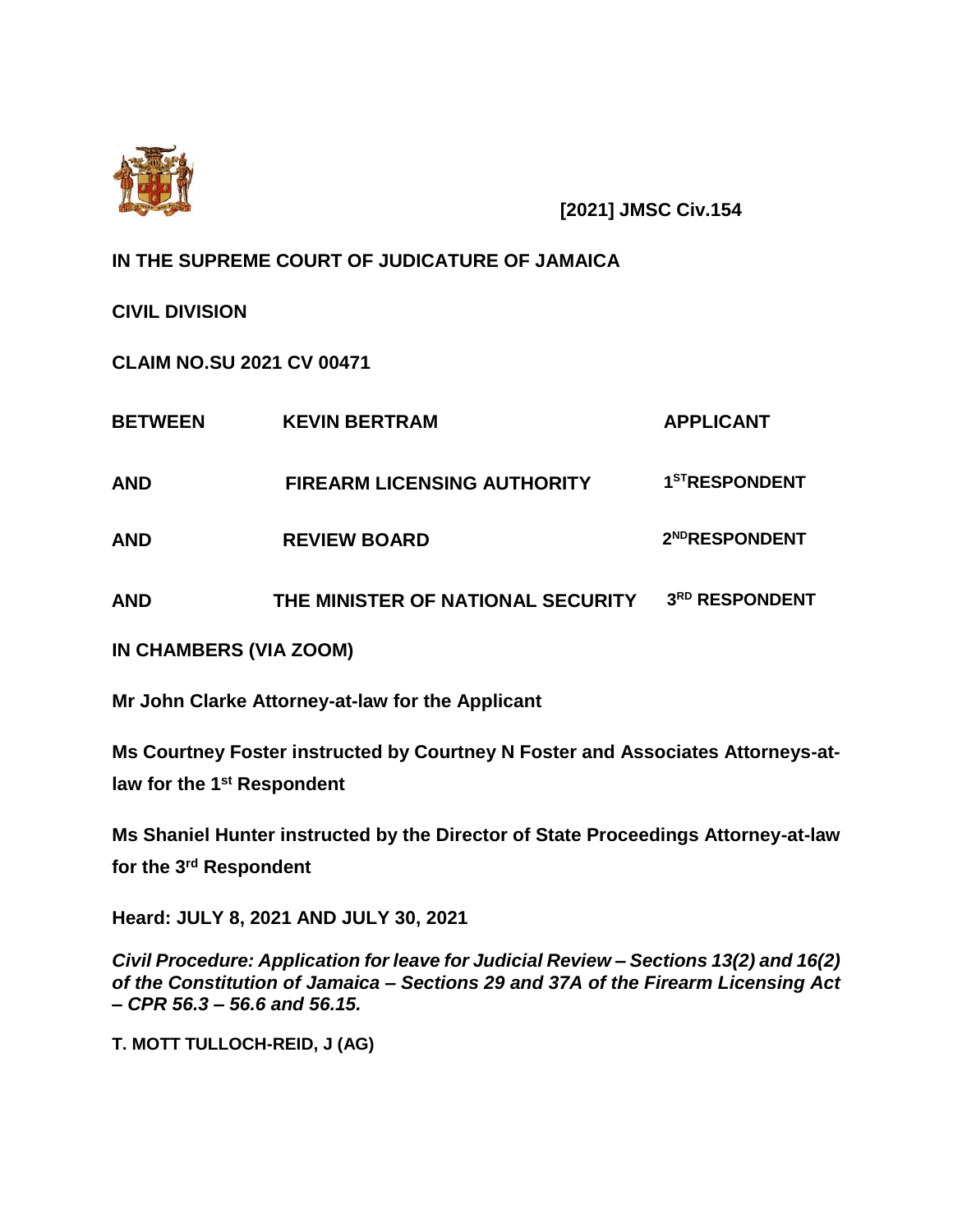**[2021] JMSC Civ.154**

**IN THE SUPREME COURT OF JUDICATURE OF JAMAICA**

**CIVIL DIVISION**

**CLAIM NO.SU 2021 CV 00471**

| | | |
|---|---|---|
| **BETWEEN** | **KEVIN BERTRAM** | **APPLICANT** |
| **AND** | **FIREARM LICENSING AUTHORITY** | **1ST RESPONDENT** |
| **AND** | **REVIEW BOARD** | **2ND RESPONDENT** |
| **AND** | **THE MINISTER OF NATIONAL SECURITY** | **3RD RESPONDENT** |

**IN CHAMBERS (VIA ZOOM)**

**Mr John Clarke Attorney-at-law for the Applicant**

**Ms Courtney Foster instructed by Courtney N Foster and Associates Attorneys-at-law for the 1st Respondent**

**Ms Shaniel Hunter instructed by the Director of State Proceedings Attorney-at-law for the 3rd Respondent**

**Heard: JULY 8, 2021 AND JULY 30, 2021**

***Civil Procedure: Application for leave for Judicial Review – Sections 13(2) and 16(2) of the Constitution of Jamaica – Sections 29 and 37A of the Firearm Licensing Act – CPR 56.3 – 56.6 and 56.15.***

**T. MOTT TULLOCH-REID, J (AG)**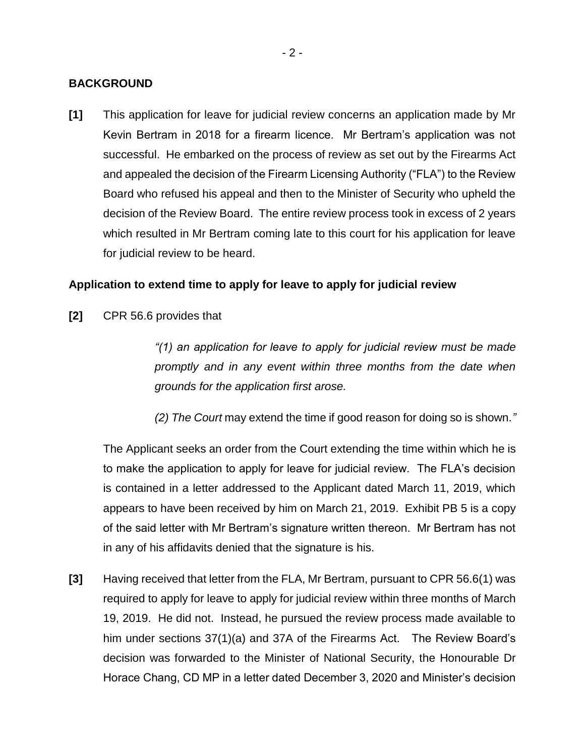## BACKGROUND

**[1]** This application for leave for judicial review concerns an application made by Mr Kevin Bertram in 2018 for a firearm licence. Mr Bertram's application was not successful. He embarked on the process of review as set out by the Firearms Act and appealed the decision of the Firearm Licensing Authority ("FLA") to the Review Board who refused his appeal and then to the Minister of Security who upheld the decision of the Review Board. The entire review process took in excess of 2 years which resulted in Mr Bertram coming late to this court for his application for leave for judicial review to be heard.

### Application to extend time to apply for leave to apply for judicial review

**[2]** CPR 56.6 provides that

> *"(1) an application for leave to apply for judicial review must be made promptly and in any event within three months from the date when grounds for the application first arose.*
>
> *(2) The Court* may extend the time if good reason for doing so is shown.*"*

The Applicant seeks an order from the Court extending the time within which he is to make the application to apply for leave for judicial review. The FLA's decision is contained in a letter addressed to the Applicant dated March 11, 2019, which appears to have been received by him on March 21, 2019. Exhibit PB 5 is a copy of the said letter with Mr Bertram's signature written thereon. Mr Bertram has not in any of his affidavits denied that the signature is his.

**[3]** Having received that letter from the FLA, Mr Bertram, pursuant to CPR 56.6(1) was required to apply for leave to apply for judicial review within three months of March 19, 2019. He did not. Instead, he pursued the review process made available to him under sections 37(1)(a) and 37A of the Firearms Act. The Review Board's decision was forwarded to the Minister of National Security, the Honourable Dr Horace Chang, CD MP in a letter dated December 3, 2020 and Minister's decision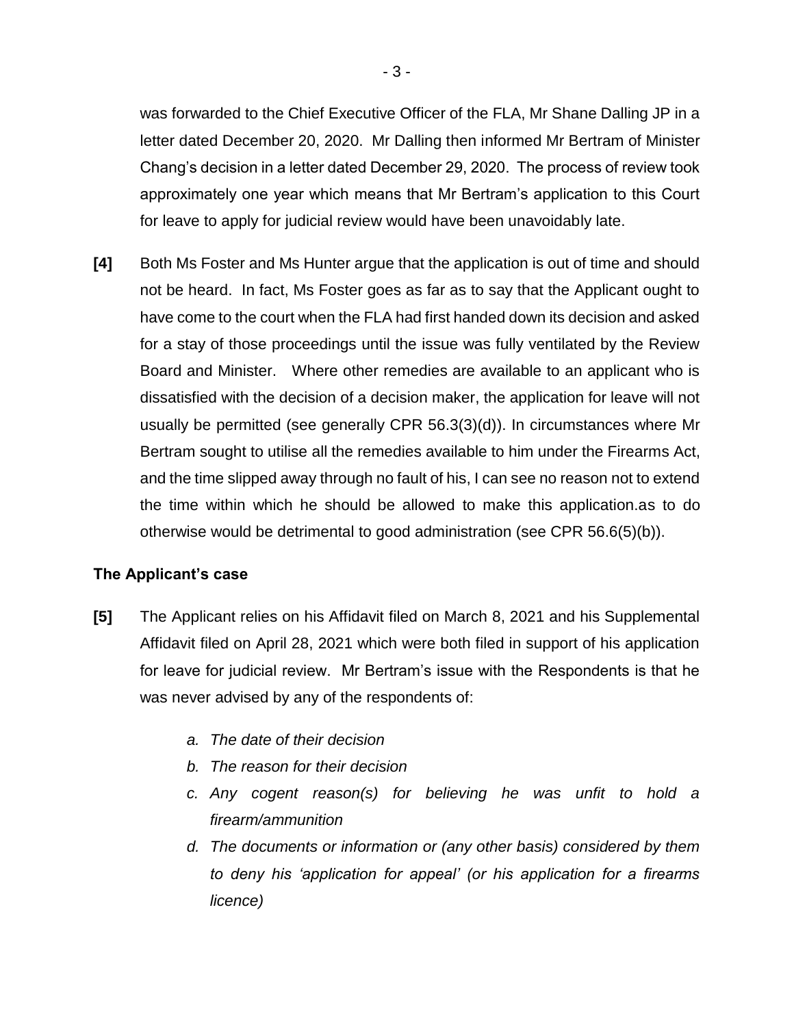was forwarded to the Chief Executive Officer of the FLA, Mr Shane Dalling JP in a letter dated December 20, 2020. Mr Dalling then informed Mr Bertram of Minister Chang's decision in a letter dated December 29, 2020. The process of review took approximately one year which means that Mr Bertram's application to this Court for leave to apply for judicial review would have been unavoidably late.

**[4]** Both Ms Foster and Ms Hunter argue that the application is out of time and should not be heard. In fact, Ms Foster goes as far as to say that the Applicant ought to have come to the court when the FLA had first handed down its decision and asked for a stay of those proceedings until the issue was fully ventilated by the Review Board and Minister. Where other remedies are available to an applicant who is dissatisfied with the decision of a decision maker, the application for leave will not usually be permitted (see generally CPR 56.3(3)(d)). In circumstances where Mr Bertram sought to utilise all the remedies available to him under the Firearms Act, and the time slipped away through no fault of his, I can see no reason not to extend the time within which he should be allowed to make this application.as to do otherwise would be detrimental to good administration (see CPR 56.6(5)(b)).

**The Applicant's case**

**[5]** The Applicant relies on his Affidavit filed on March 8, 2021 and his Supplemental Affidavit filed on April 28, 2021 which were both filed in support of his application for leave for judicial review. Mr Bertram's issue with the Respondents is that he was never advised by any of the respondents of:

*a. The date of their decision*

*b. The reason for their decision*

*c. Any cogent reason(s) for believing he was unfit to hold a firearm/ammunition*

*d. The documents or information or (any other basis) considered by them to deny his 'application for appeal' (or his application for a firearms licence)*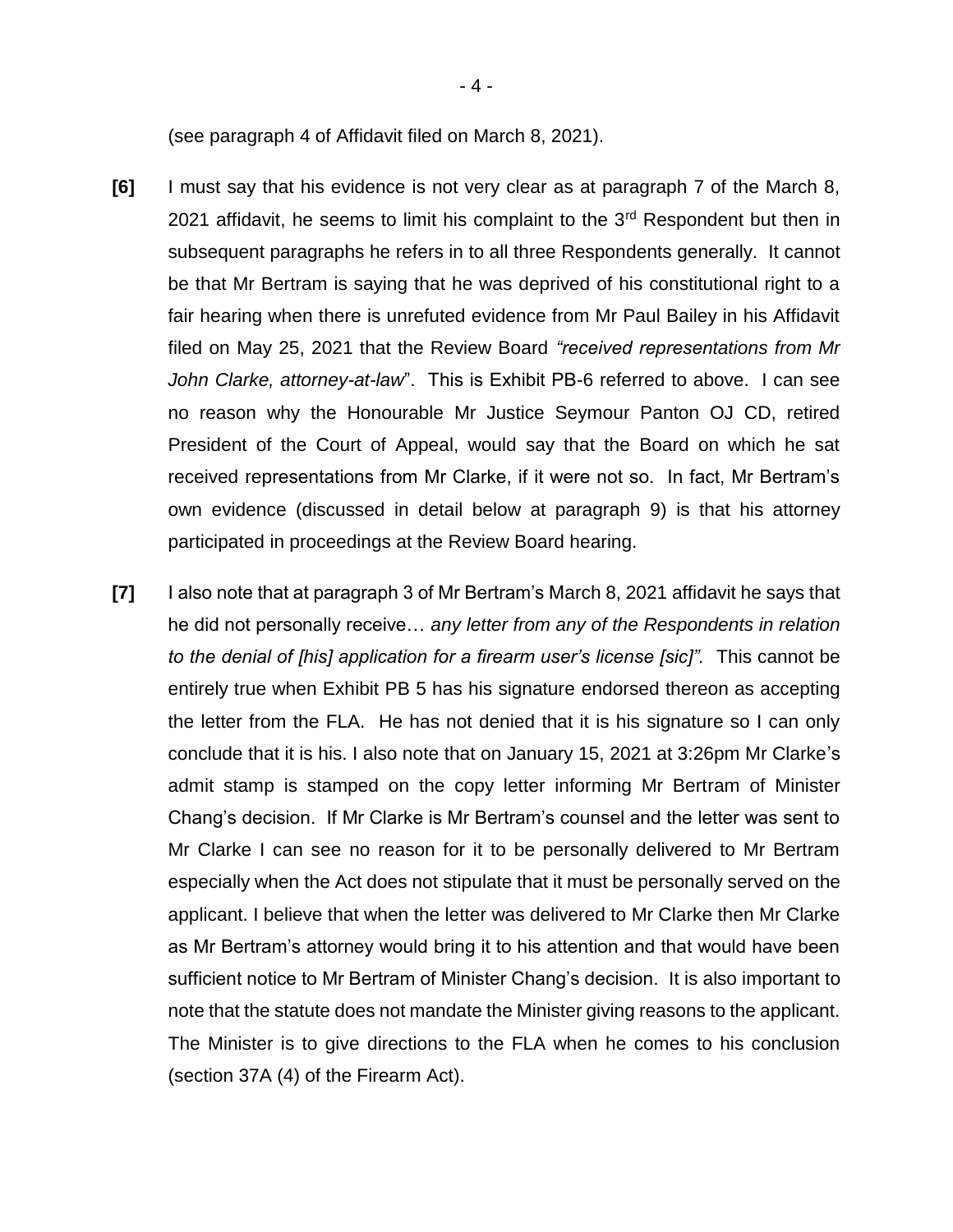(see paragraph 4 of Affidavit filed on March 8, 2021).

**[6]** I must say that his evidence is not very clear as at paragraph 7 of the March 8, 2021 affidavit, he seems to limit his complaint to the 3rd Respondent but then in subsequent paragraphs he refers in to all three Respondents generally. It cannot be that Mr Bertram is saying that he was deprived of his constitutional right to a fair hearing when there is unrefuted evidence from Mr Paul Bailey in his Affidavit filed on May 25, 2021 that the Review Board *"received representations from Mr John Clarke, attorney-at-law*". This is Exhibit PB-6 referred to above. I can see no reason why the Honourable Mr Justice Seymour Panton OJ CD, retired President of the Court of Appeal, would say that the Board on which he sat received representations from Mr Clarke, if it were not so. In fact, Mr Bertram's own evidence (discussed in detail below at paragraph 9) is that his attorney participated in proceedings at the Review Board hearing.

**[7]** I also note that at paragraph 3 of Mr Bertram's March 8, 2021 affidavit he says that he did not personally receive… *any letter from any of the Respondents in relation to the denial of [his] application for a firearm user's license [sic]".* This cannot be entirely true when Exhibit PB 5 has his signature endorsed thereon as accepting the letter from the FLA. He has not denied that it is his signature so I can only conclude that it is his. I also note that on January 15, 2021 at 3:26pm Mr Clarke's admit stamp is stamped on the copy letter informing Mr Bertram of Minister Chang's decision. If Mr Clarke is Mr Bertram's counsel and the letter was sent to Mr Clarke I can see no reason for it to be personally delivered to Mr Bertram especially when the Act does not stipulate that it must be personally served on the applicant. I believe that when the letter was delivered to Mr Clarke then Mr Clarke as Mr Bertram's attorney would bring it to his attention and that would have been sufficient notice to Mr Bertram of Minister Chang's decision. It is also important to note that the statute does not mandate the Minister giving reasons to the applicant. The Minister is to give directions to the FLA when he comes to his conclusion (section 37A (4) of the Firearm Act).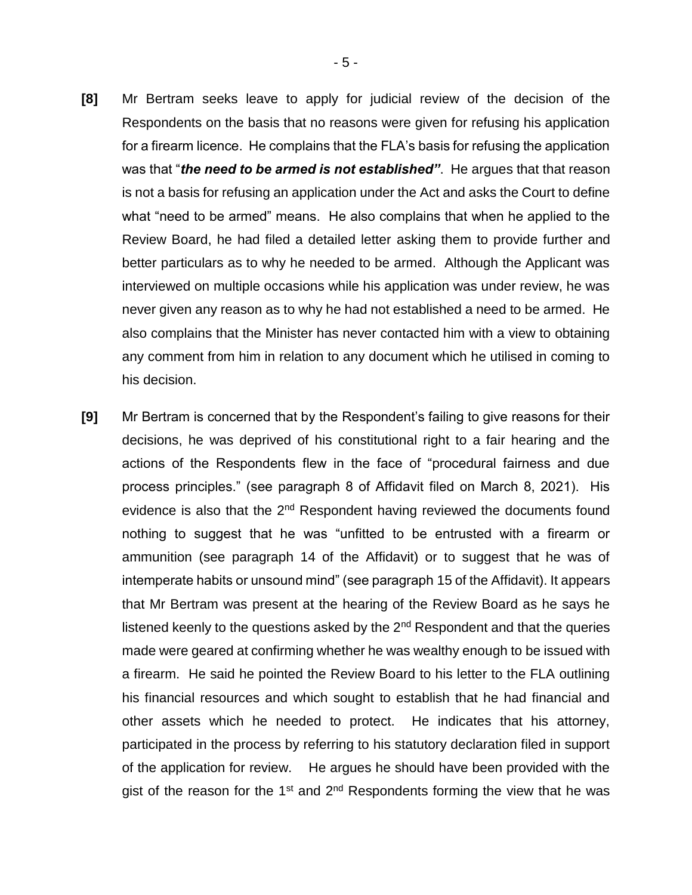**[8]** Mr Bertram seeks leave to apply for judicial review of the decision of the Respondents on the basis that no reasons were given for refusing his application for a firearm licence. He complains that the FLA's basis for refusing the application was that "***the need to be armed is not established"***. He argues that that reason is not a basis for refusing an application under the Act and asks the Court to define what "need to be armed" means. He also complains that when he applied to the Review Board, he had filed a detailed letter asking them to provide further and better particulars as to why he needed to be armed. Although the Applicant was interviewed on multiple occasions while his application was under review, he was never given any reason as to why he had not established a need to be armed. He also complains that the Minister has never contacted him with a view to obtaining any comment from him in relation to any document which he utilised in coming to his decision.

**[9]** Mr Bertram is concerned that by the Respondent's failing to give reasons for their decisions, he was deprived of his constitutional right to a fair hearing and the actions of the Respondents flew in the face of "procedural fairness and due process principles." (see paragraph 8 of Affidavit filed on March 8, 2021). His evidence is also that the 2nd Respondent having reviewed the documents found nothing to suggest that he was "unfitted to be entrusted with a firearm or ammunition (see paragraph 14 of the Affidavit) or to suggest that he was of intemperate habits or unsound mind" (see paragraph 15 of the Affidavit). It appears that Mr Bertram was present at the hearing of the Review Board as he says he listened keenly to the questions asked by the 2nd Respondent and that the queries made were geared at confirming whether he was wealthy enough to be issued with a firearm. He said he pointed the Review Board to his letter to the FLA outlining his financial resources and which sought to establish that he had financial and other assets which he needed to protect. He indicates that his attorney, participated in the process by referring to his statutory declaration filed in support of the application for review. He argues he should have been provided with the gist of the reason for the 1st and 2nd Respondents forming the view that he was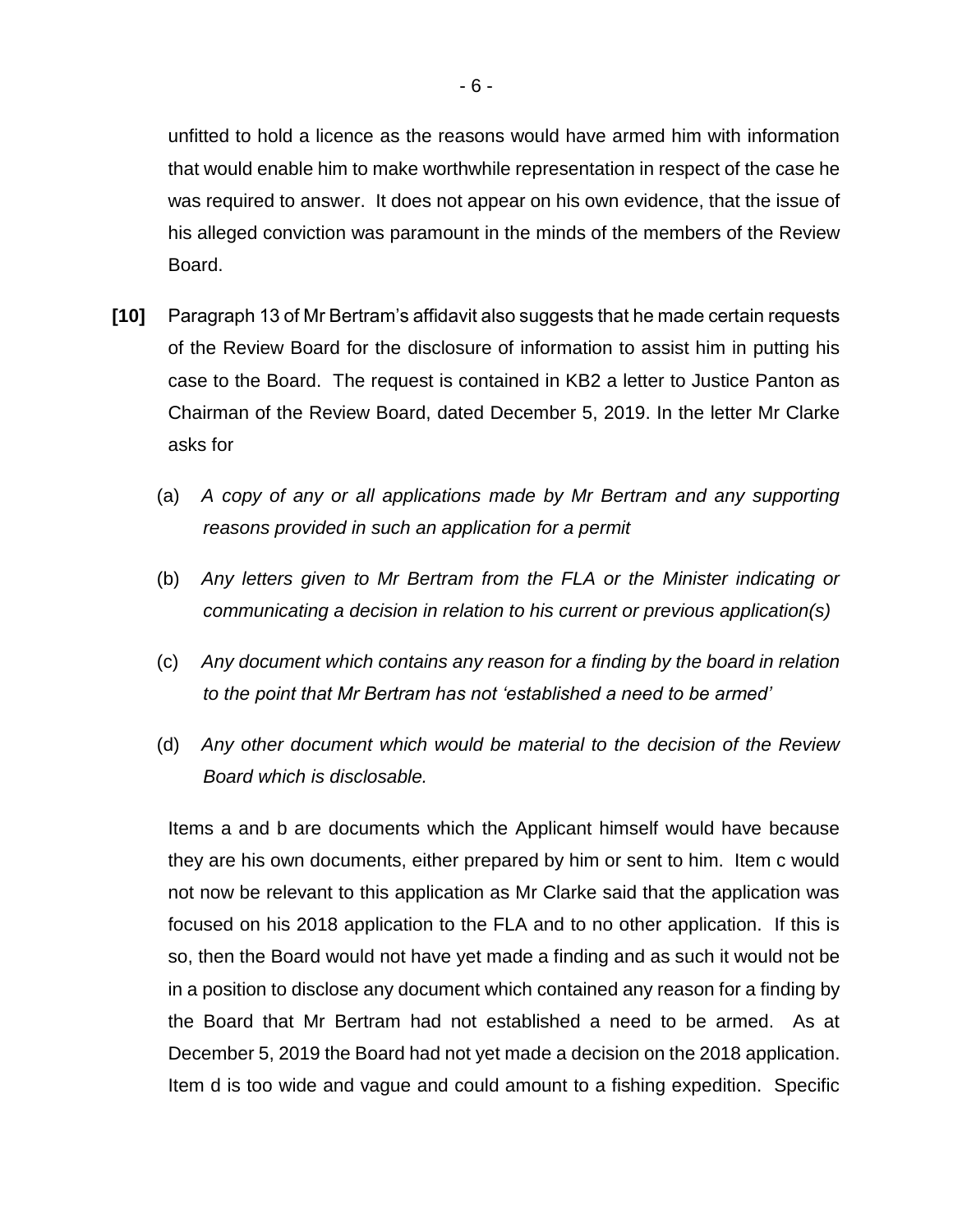unfitted to hold a licence as the reasons would have armed him with information that would enable him to make worthwhile representation in respect of the case he was required to answer. It does not appear on his own evidence, that the issue of his alleged conviction was paramount in the minds of the members of the Review Board.

**[10]** Paragraph 13 of Mr Bertram's affidavit also suggests that he made certain requests of the Review Board for the disclosure of information to assist him in putting his case to the Board. The request is contained in KB2 a letter to Justice Panton as Chairman of the Review Board, dated December 5, 2019. In the letter Mr Clarke asks for

(a) *A copy of any or all applications made by Mr Bertram and any supporting reasons provided in such an application for a permit*

(b) *Any letters given to Mr Bertram from the FLA or the Minister indicating or communicating a decision in relation to his current or previous application(s)*

(c) *Any document which contains any reason for a finding by the board in relation to the point that Mr Bertram has not 'established a need to be armed'*

(d) *Any other document which would be material to the decision of the Review Board which is disclosable.*

Items a and b are documents which the Applicant himself would have because they are his own documents, either prepared by him or sent to him. Item c would not now be relevant to this application as Mr Clarke said that the application was focused on his 2018 application to the FLA and to no other application. If this is so, then the Board would not have yet made a finding and as such it would not be in a position to disclose any document which contained any reason for a finding by the Board that Mr Bertram had not established a need to be armed. As at December 5, 2019 the Board had not yet made a decision on the 2018 application. Item d is too wide and vague and could amount to a fishing expedition. Specific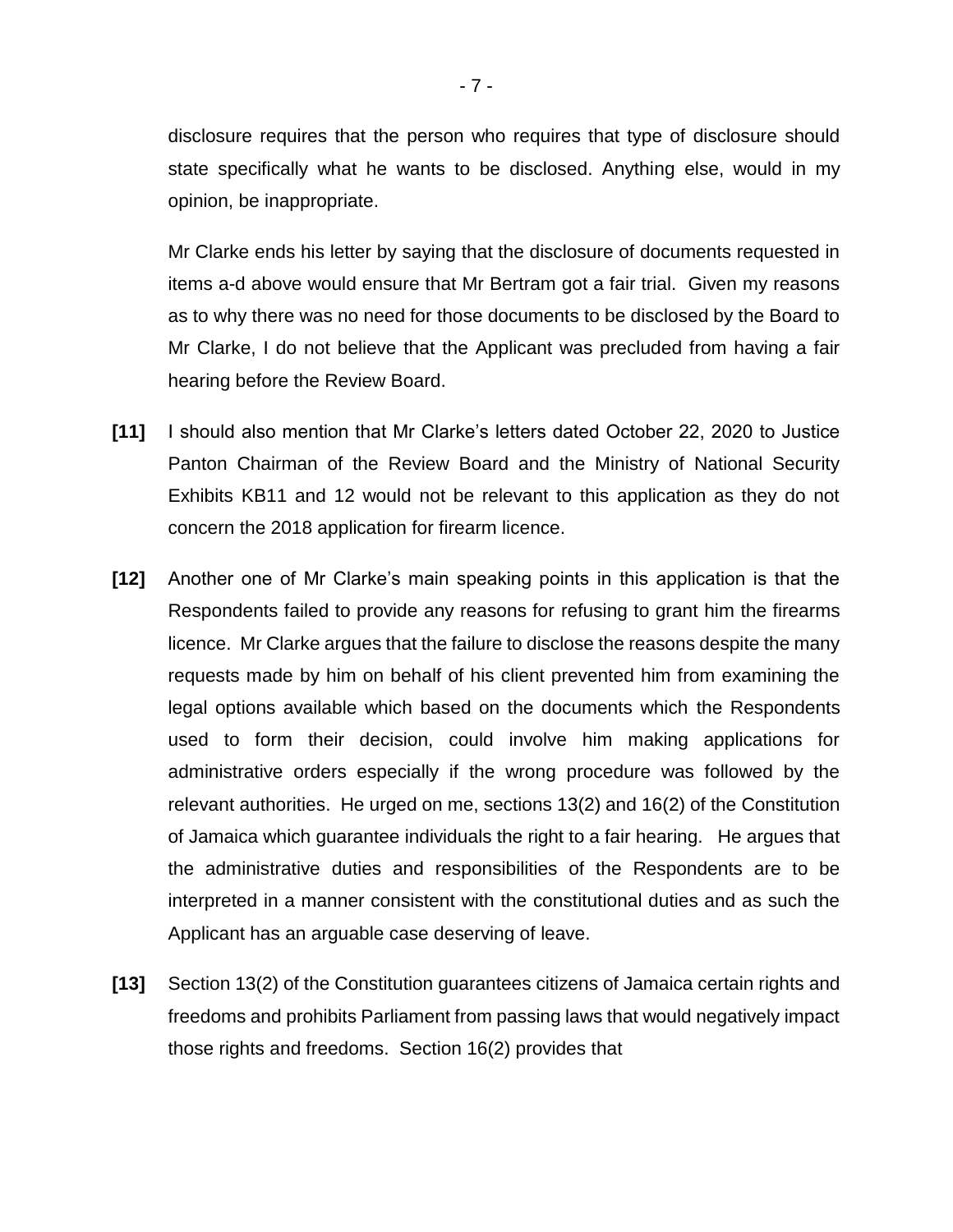disclosure requires that the person who requires that type of disclosure should state specifically what he wants to be disclosed. Anything else, would in my opinion, be inappropriate.

Mr Clarke ends his letter by saying that the disclosure of documents requested in items a-d above would ensure that Mr Bertram got a fair trial. Given my reasons as to why there was no need for those documents to be disclosed by the Board to Mr Clarke, I do not believe that the Applicant was precluded from having a fair hearing before the Review Board.

**[11]** I should also mention that Mr Clarke's letters dated October 22, 2020 to Justice Panton Chairman of the Review Board and the Ministry of National Security Exhibits KB11 and 12 would not be relevant to this application as they do not concern the 2018 application for firearm licence.

**[12]** Another one of Mr Clarke's main speaking points in this application is that the Respondents failed to provide any reasons for refusing to grant him the firearms licence. Mr Clarke argues that the failure to disclose the reasons despite the many requests made by him on behalf of his client prevented him from examining the legal options available which based on the documents which the Respondents used to form their decision, could involve him making applications for administrative orders especially if the wrong procedure was followed by the relevant authorities. He urged on me, sections 13(2) and 16(2) of the Constitution of Jamaica which guarantee individuals the right to a fair hearing. He argues that the administrative duties and responsibilities of the Respondents are to be interpreted in a manner consistent with the constitutional duties and as such the Applicant has an arguable case deserving of leave.

**[13]** Section 13(2) of the Constitution guarantees citizens of Jamaica certain rights and freedoms and prohibits Parliament from passing laws that would negatively impact those rights and freedoms. Section 16(2) provides that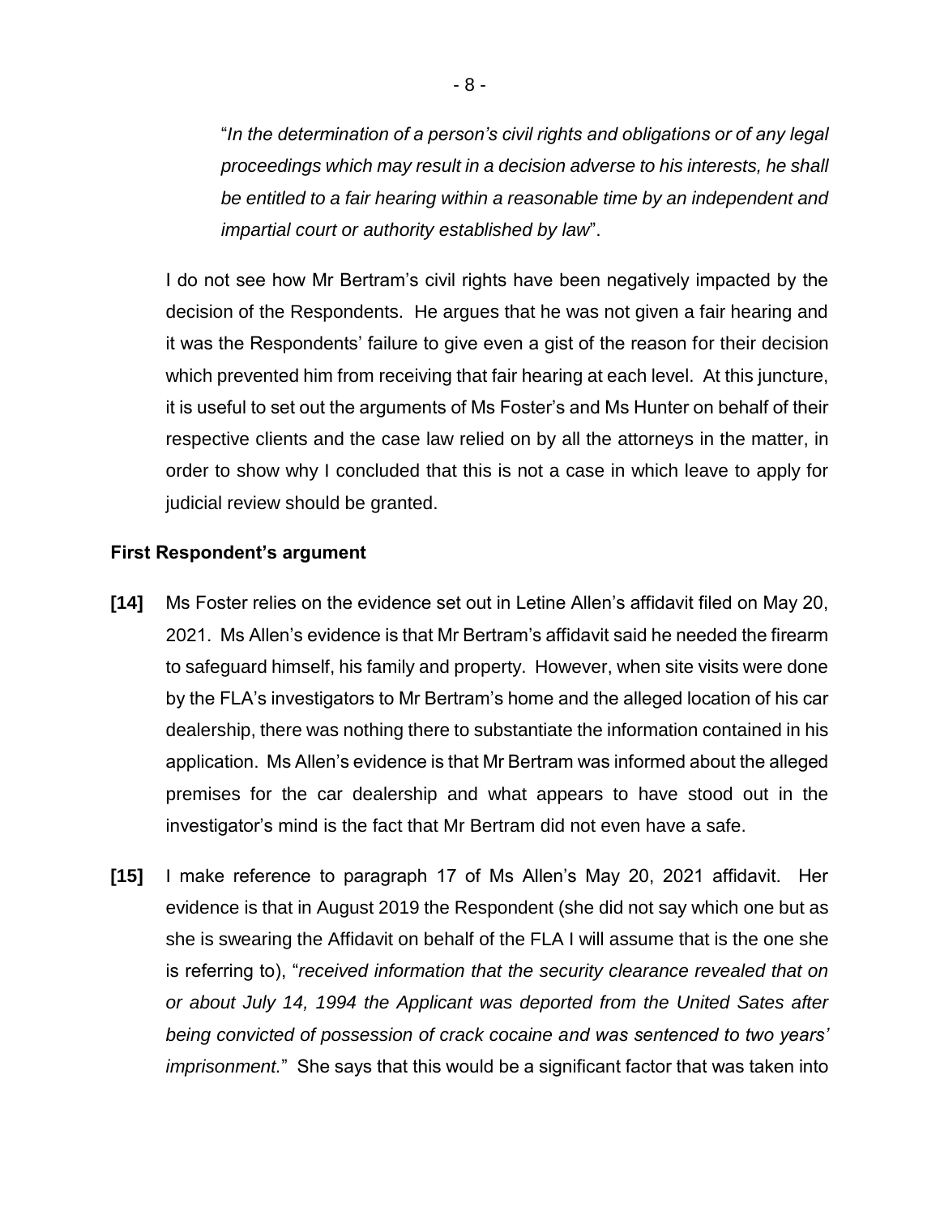"*In the determination of a person's civil rights and obligations or of any legal proceedings which may result in a decision adverse to his interests, he shall be entitled to a fair hearing within a reasonable time by an independent and impartial court or authority established by law*".

I do not see how Mr Bertram's civil rights have been negatively impacted by the decision of the Respondents. He argues that he was not given a fair hearing and it was the Respondents' failure to give even a gist of the reason for their decision which prevented him from receiving that fair hearing at each level. At this juncture, it is useful to set out the arguments of Ms Foster's and Ms Hunter on behalf of their respective clients and the case law relied on by all the attorneys in the matter, in order to show why I concluded that this is not a case in which leave to apply for judicial review should be granted.

**First Respondent's argument**

**[14]** Ms Foster relies on the evidence set out in Letine Allen's affidavit filed on May 20, 2021. Ms Allen's evidence is that Mr Bertram's affidavit said he needed the firearm to safeguard himself, his family and property. However, when site visits were done by the FLA's investigators to Mr Bertram's home and the alleged location of his car dealership, there was nothing there to substantiate the information contained in his application. Ms Allen's evidence is that Mr Bertram was informed about the alleged premises for the car dealership and what appears to have stood out in the investigator's mind is the fact that Mr Bertram did not even have a safe.

**[15]** I make reference to paragraph 17 of Ms Allen's May 20, 2021 affidavit. Her evidence is that in August 2019 the Respondent (she did not say which one but as she is swearing the Affidavit on behalf of the FLA I will assume that is the one she is referring to), "*received information that the security clearance revealed that on or about July 14, 1994 the Applicant was deported from the United Sates after being convicted of possession of crack cocaine and was sentenced to two years' imprisonment.*" She says that this would be a significant factor that was taken into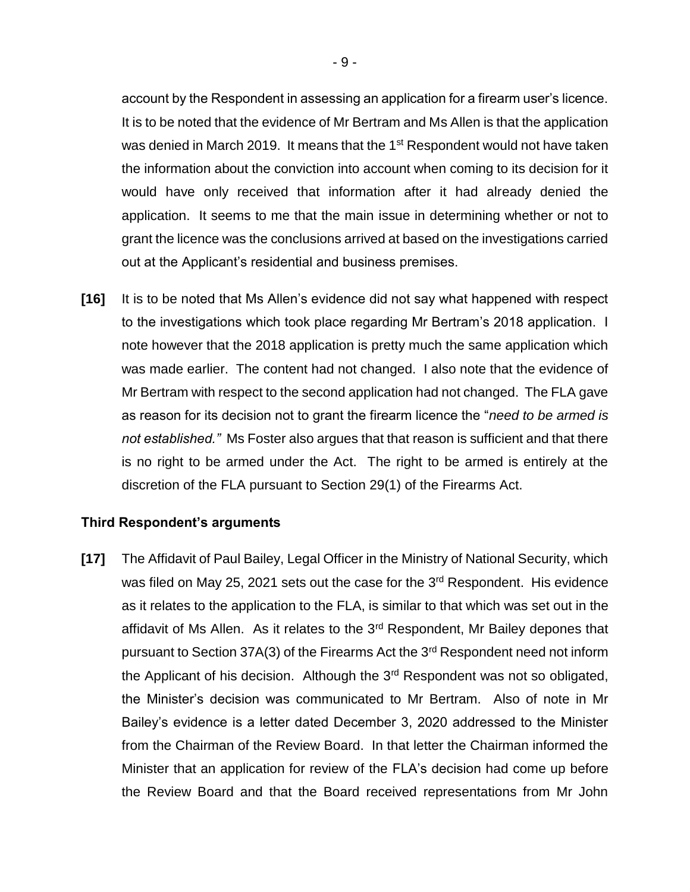account by the Respondent in assessing an application for a firearm user's licence. It is to be noted that the evidence of Mr Bertram and Ms Allen is that the application was denied in March 2019. It means that the 1st Respondent would not have taken the information about the conviction into account when coming to its decision for it would have only received that information after it had already denied the application. It seems to me that the main issue in determining whether or not to grant the licence was the conclusions arrived at based on the investigations carried out at the Applicant's residential and business premises.

**[16]** It is to be noted that Ms Allen's evidence did not say what happened with respect to the investigations which took place regarding Mr Bertram's 2018 application. I note however that the 2018 application is pretty much the same application which was made earlier. The content had not changed. I also note that the evidence of Mr Bertram with respect to the second application had not changed. The FLA gave as reason for its decision not to grant the firearm licence the "*need to be armed is not established."* Ms Foster also argues that that reason is sufficient and that there is no right to be armed under the Act. The right to be armed is entirely at the discretion of the FLA pursuant to Section 29(1) of the Firearms Act.

**Third Respondent's arguments**

**[17]** The Affidavit of Paul Bailey, Legal Officer in the Ministry of National Security, which was filed on May 25, 2021 sets out the case for the 3rd Respondent. His evidence as it relates to the application to the FLA, is similar to that which was set out in the affidavit of Ms Allen. As it relates to the 3rd Respondent, Mr Bailey depones that pursuant to Section 37A(3) of the Firearms Act the 3rd Respondent need not inform the Applicant of his decision. Although the 3rd Respondent was not so obligated, the Minister's decision was communicated to Mr Bertram. Also of note in Mr Bailey's evidence is a letter dated December 3, 2020 addressed to the Minister from the Chairman of the Review Board. In that letter the Chairman informed the Minister that an application for review of the FLA's decision had come up before the Review Board and that the Board received representations from Mr John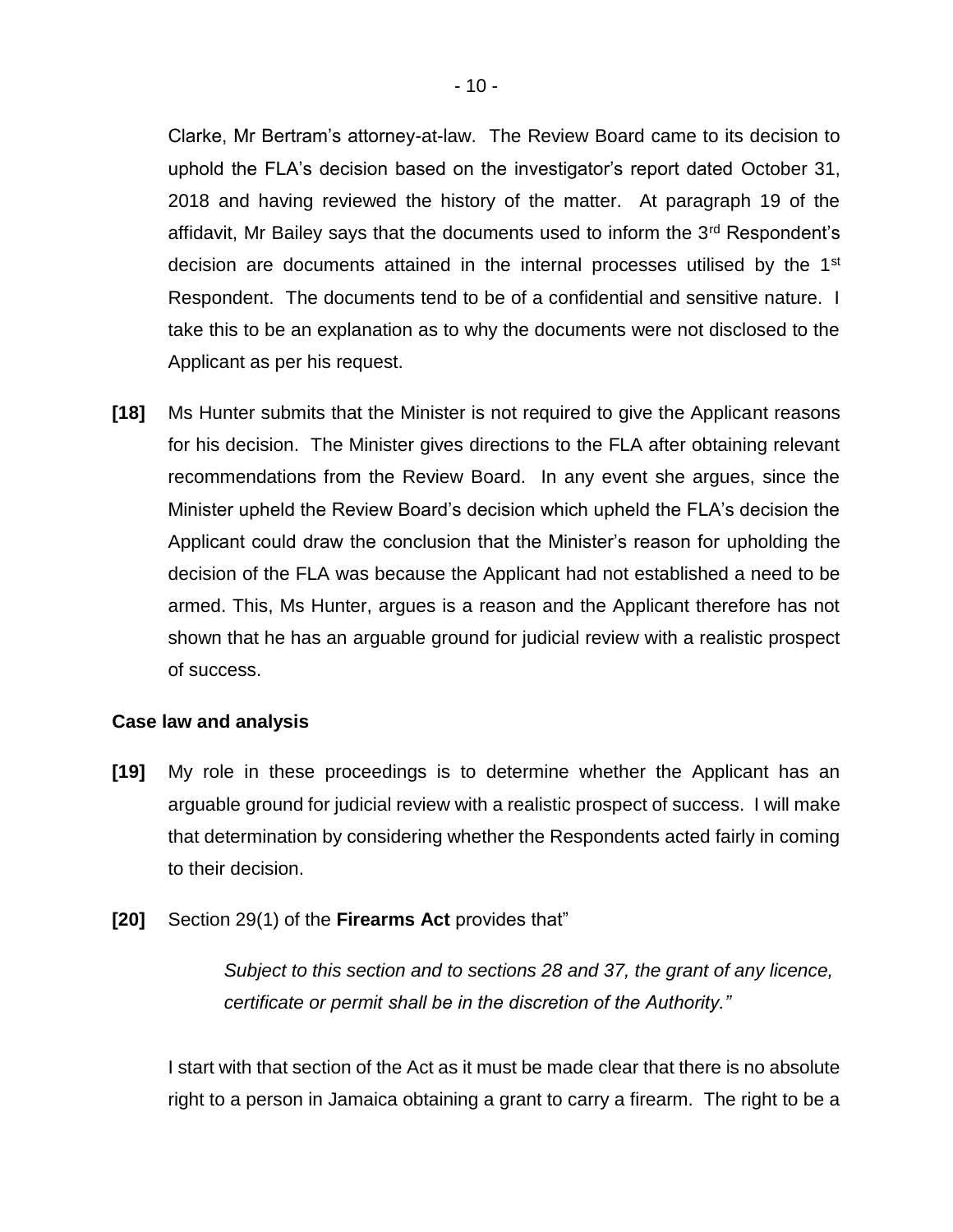Clarke, Mr Bertram's attorney-at-law. The Review Board came to its decision to uphold the FLA's decision based on the investigator's report dated October 31, 2018 and having reviewed the history of the matter. At paragraph 19 of the affidavit, Mr Bailey says that the documents used to inform the 3rd Respondent's decision are documents attained in the internal processes utilised by the 1st Respondent. The documents tend to be of a confidential and sensitive nature. I take this to be an explanation as to why the documents were not disclosed to the Applicant as per his request.

**[18]** Ms Hunter submits that the Minister is not required to give the Applicant reasons for his decision. The Minister gives directions to the FLA after obtaining relevant recommendations from the Review Board. In any event she argues, since the Minister upheld the Review Board's decision which upheld the FLA's decision the Applicant could draw the conclusion that the Minister's reason for upholding the decision of the FLA was because the Applicant had not established a need to be armed. This, Ms Hunter, argues is a reason and the Applicant therefore has not shown that he has an arguable ground for judicial review with a realistic prospect of success.

### Case law and analysis

**[19]** My role in these proceedings is to determine whether the Applicant has an arguable ground for judicial review with a realistic prospect of success. I will make that determination by considering whether the Respondents acted fairly in coming to their decision.

**[20]** Section 29(1) of the **Firearms Act** provides that"

> *Subject to this section and to sections 28 and 37, the grant of any licence, certificate or permit shall be in the discretion of the Authority."*

I start with that section of the Act as it must be made clear that there is no absolute right to a person in Jamaica obtaining a grant to carry a firearm. The right to be a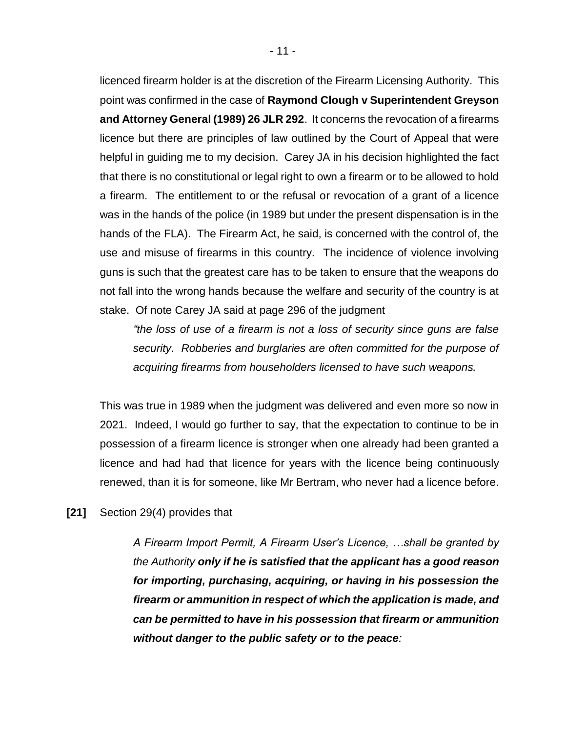licenced firearm holder is at the discretion of the Firearm Licensing Authority. This point was confirmed in the case of **Raymond Clough v Superintendent Greyson and Attorney General (1989) 26 JLR 292**. It concerns the revocation of a firearms licence but there are principles of law outlined by the Court of Appeal that were helpful in guiding me to my decision. Carey JA in his decision highlighted the fact that there is no constitutional or legal right to own a firearm or to be allowed to hold a firearm. The entitlement to or the refusal or revocation of a grant of a licence was in the hands of the police (in 1989 but under the present dispensation is in the hands of the FLA). The Firearm Act, he said, is concerned with the control of, the use and misuse of firearms in this country. The incidence of violence involving guns is such that the greatest care has to be taken to ensure that the weapons do not fall into the wrong hands because the welfare and security of the country is at stake. Of note Carey JA said at page 296 of the judgment

> *"the loss of use of a firearm is not a loss of security since guns are false security. Robberies and burglaries are often committed for the purpose of acquiring firearms from householders licensed to have such weapons.*

This was true in 1989 when the judgment was delivered and even more so now in 2021. Indeed, I would go further to say, that the expectation to continue to be in possession of a firearm licence is stronger when one already had been granted a licence and had had that licence for years with the licence being continuously renewed, than it is for someone, like Mr Bertram, who never had a licence before.

**[21]** Section 29(4) provides that

> *A Firearm Import Permit, A Firearm User's Licence, …shall be granted by the Authority* ***only if he is satisfied that the applicant has a good reason for importing, purchasing, acquiring, or having in his possession the firearm or ammunition in respect of which the application is made, and can be permitted to have in his possession that firearm or ammunition without danger to the public safety or to the peace****:*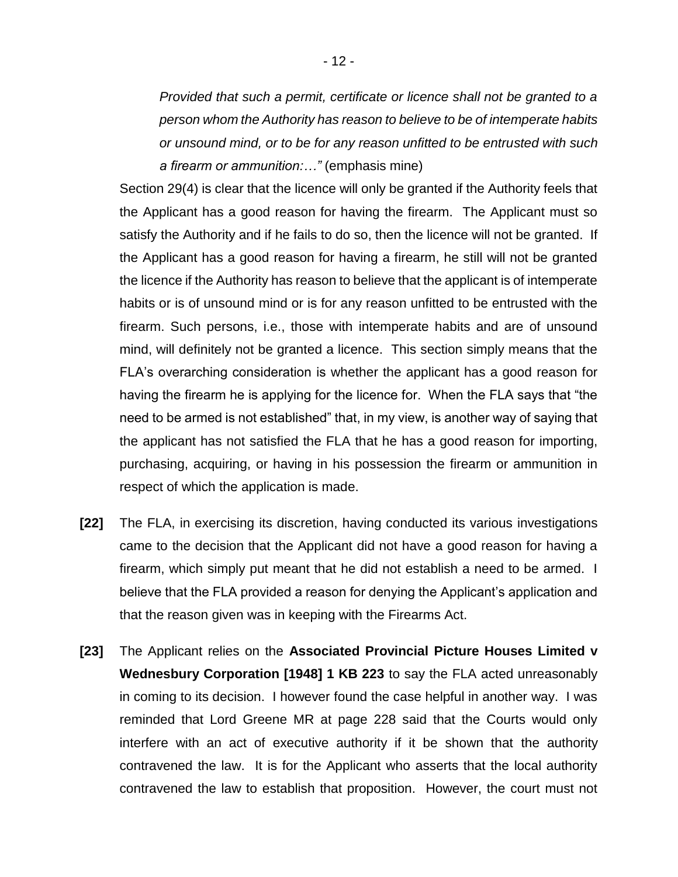*Provided that such a permit, certificate or licence shall not be granted to a person whom the Authority has reason to believe to be of intemperate habits or unsound mind, or to be for any reason unfitted to be entrusted with such a firearm or ammunition:…"* (emphasis mine)

Section 29(4) is clear that the licence will only be granted if the Authority feels that the Applicant has a good reason for having the firearm. The Applicant must so satisfy the Authority and if he fails to do so, then the licence will not be granted. If the Applicant has a good reason for having a firearm, he still will not be granted the licence if the Authority has reason to believe that the applicant is of intemperate habits or is of unsound mind or is for any reason unfitted to be entrusted with the firearm. Such persons, i.e., those with intemperate habits and are of unsound mind, will definitely not be granted a licence. This section simply means that the FLA's overarching consideration is whether the applicant has a good reason for having the firearm he is applying for the licence for. When the FLA says that "the need to be armed is not established" that, in my view, is another way of saying that the applicant has not satisfied the FLA that he has a good reason for importing, purchasing, acquiring, or having in his possession the firearm or ammunition in respect of which the application is made.

**[22]** The FLA, in exercising its discretion, having conducted its various investigations came to the decision that the Applicant did not have a good reason for having a firearm, which simply put meant that he did not establish a need to be armed. I believe that the FLA provided a reason for denying the Applicant's application and that the reason given was in keeping with the Firearms Act.

**[23]** The Applicant relies on the **Associated Provincial Picture Houses Limited v Wednesbury Corporation [1948] 1 KB 223** to say the FLA acted unreasonably in coming to its decision. I however found the case helpful in another way. I was reminded that Lord Greene MR at page 228 said that the Courts would only interfere with an act of executive authority if it be shown that the authority contravened the law. It is for the Applicant who asserts that the local authority contravened the law to establish that proposition. However, the court must not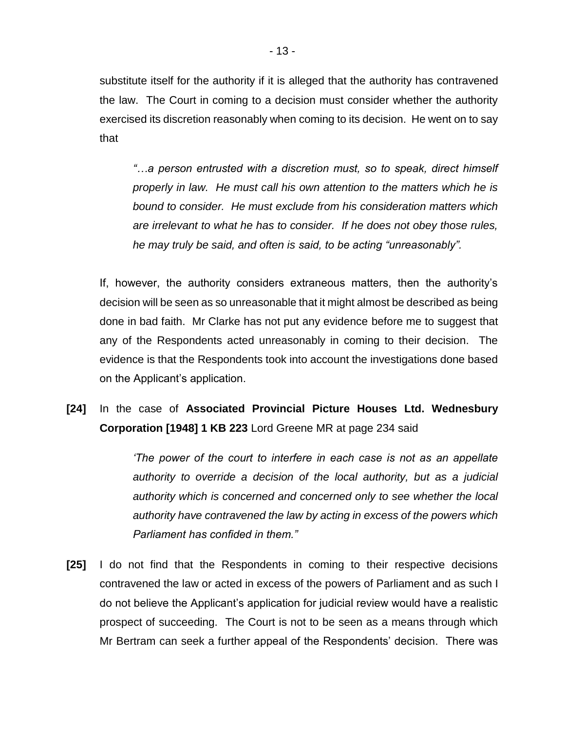substitute itself for the authority if it is alleged that the authority has contravened the law. The Court in coming to a decision must consider whether the authority exercised its discretion reasonably when coming to its decision. He went on to say that

> *"…a person entrusted with a discretion must, so to speak, direct himself properly in law. He must call his own attention to the matters which he is bound to consider. He must exclude from his consideration matters which are irrelevant to what he has to consider. If he does not obey those rules, he may truly be said, and often is said, to be acting "unreasonably".*

If, however, the authority considers extraneous matters, then the authority's decision will be seen as so unreasonable that it might almost be described as being done in bad faith. Mr Clarke has not put any evidence before me to suggest that any of the Respondents acted unreasonably in coming to their decision. The evidence is that the Respondents took into account the investigations done based on the Applicant's application.

**[24]** In the case of **Associated Provincial Picture Houses Ltd. Wednesbury Corporation [1948] 1 KB 223** Lord Greene MR at page 234 said

> *'The power of the court to interfere in each case is not as an appellate authority to override a decision of the local authority, but as a judicial authority which is concerned and concerned only to see whether the local authority have contravened the law by acting in excess of the powers which Parliament has confided in them."*

**[25]** I do not find that the Respondents in coming to their respective decisions contravened the law or acted in excess of the powers of Parliament and as such I do not believe the Applicant's application for judicial review would have a realistic prospect of succeeding. The Court is not to be seen as a means through which Mr Bertram can seek a further appeal of the Respondents' decision. There was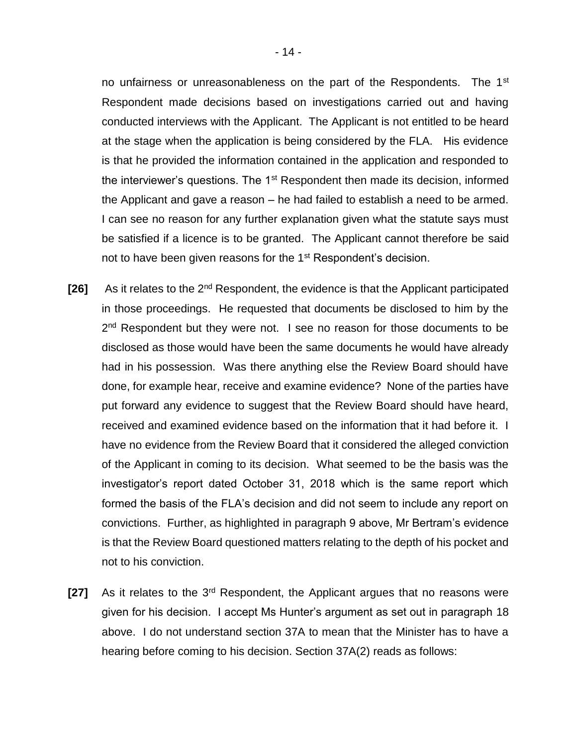no unfairness or unreasonableness on the part of the Respondents. The 1st Respondent made decisions based on investigations carried out and having conducted interviews with the Applicant. The Applicant is not entitled to be heard at the stage when the application is being considered by the FLA. His evidence is that he provided the information contained in the application and responded to the interviewer's questions. The 1st Respondent then made its decision, informed the Applicant and gave a reason – he had failed to establish a need to be armed. I can see no reason for any further explanation given what the statute says must be satisfied if a licence is to be granted. The Applicant cannot therefore be said not to have been given reasons for the 1st Respondent's decision.

**[26]** As it relates to the 2nd Respondent, the evidence is that the Applicant participated in those proceedings. He requested that documents be disclosed to him by the 2nd Respondent but they were not. I see no reason for those documents to be disclosed as those would have been the same documents he would have already had in his possession. Was there anything else the Review Board should have done, for example hear, receive and examine evidence? None of the parties have put forward any evidence to suggest that the Review Board should have heard, received and examined evidence based on the information that it had before it. I have no evidence from the Review Board that it considered the alleged conviction of the Applicant in coming to its decision. What seemed to be the basis was the investigator's report dated October 31, 2018 which is the same report which formed the basis of the FLA's decision and did not seem to include any report on convictions. Further, as highlighted in paragraph 9 above, Mr Bertram's evidence is that the Review Board questioned matters relating to the depth of his pocket and not to his conviction.

**[27]** As it relates to the 3rd Respondent, the Applicant argues that no reasons were given for his decision. I accept Ms Hunter's argument as set out in paragraph 18 above. I do not understand section 37A to mean that the Minister has to have a hearing before coming to his decision. Section 37A(2) reads as follows: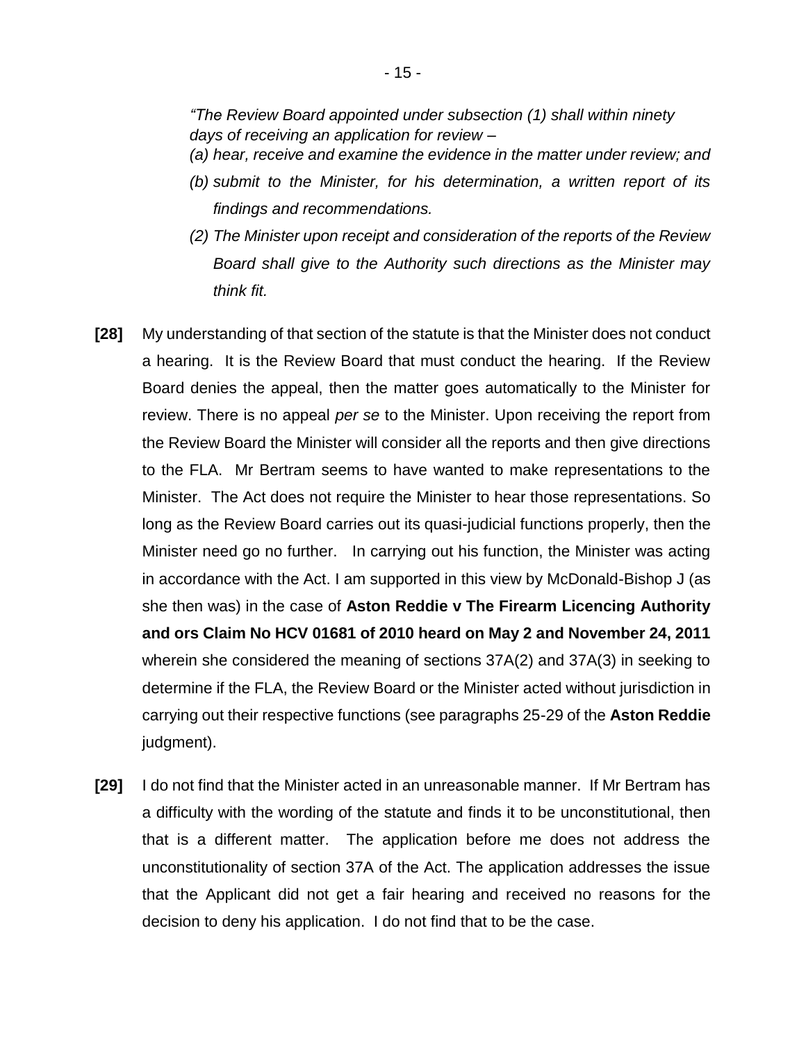*"The Review Board appointed under subsection (1) shall within ninety days of receiving an application for review –*

*(a) hear, receive and examine the evidence in the matter under review; and*

*(b) submit to the Minister, for his determination, a written report of its findings and recommendations.*

*(2) The Minister upon receipt and consideration of the reports of the Review Board shall give to the Authority such directions as the Minister may think fit.*

**[28]** My understanding of that section of the statute is that the Minister does not conduct a hearing. It is the Review Board that must conduct the hearing. If the Review Board denies the appeal, then the matter goes automatically to the Minister for review. There is no appeal *per se* to the Minister. Upon receiving the report from the Review Board the Minister will consider all the reports and then give directions to the FLA. Mr Bertram seems to have wanted to make representations to the Minister. The Act does not require the Minister to hear those representations. So long as the Review Board carries out its quasi-judicial functions properly, then the Minister need go no further. In carrying out his function, the Minister was acting in accordance with the Act. I am supported in this view by McDonald-Bishop J (as she then was) in the case of **Aston Reddie v The Firearm Licencing Authority and ors Claim No HCV 01681 of 2010 heard on May 2 and November 24, 2011** wherein she considered the meaning of sections 37A(2) and 37A(3) in seeking to determine if the FLA, the Review Board or the Minister acted without jurisdiction in carrying out their respective functions (see paragraphs 25-29 of the **Aston Reddie** judgment).

**[29]** I do not find that the Minister acted in an unreasonable manner. If Mr Bertram has a difficulty with the wording of the statute and finds it to be unconstitutional, then that is a different matter. The application before me does not address the unconstitutionality of section 37A of the Act. The application addresses the issue that the Applicant did not get a fair hearing and received no reasons for the decision to deny his application. I do not find that to be the case.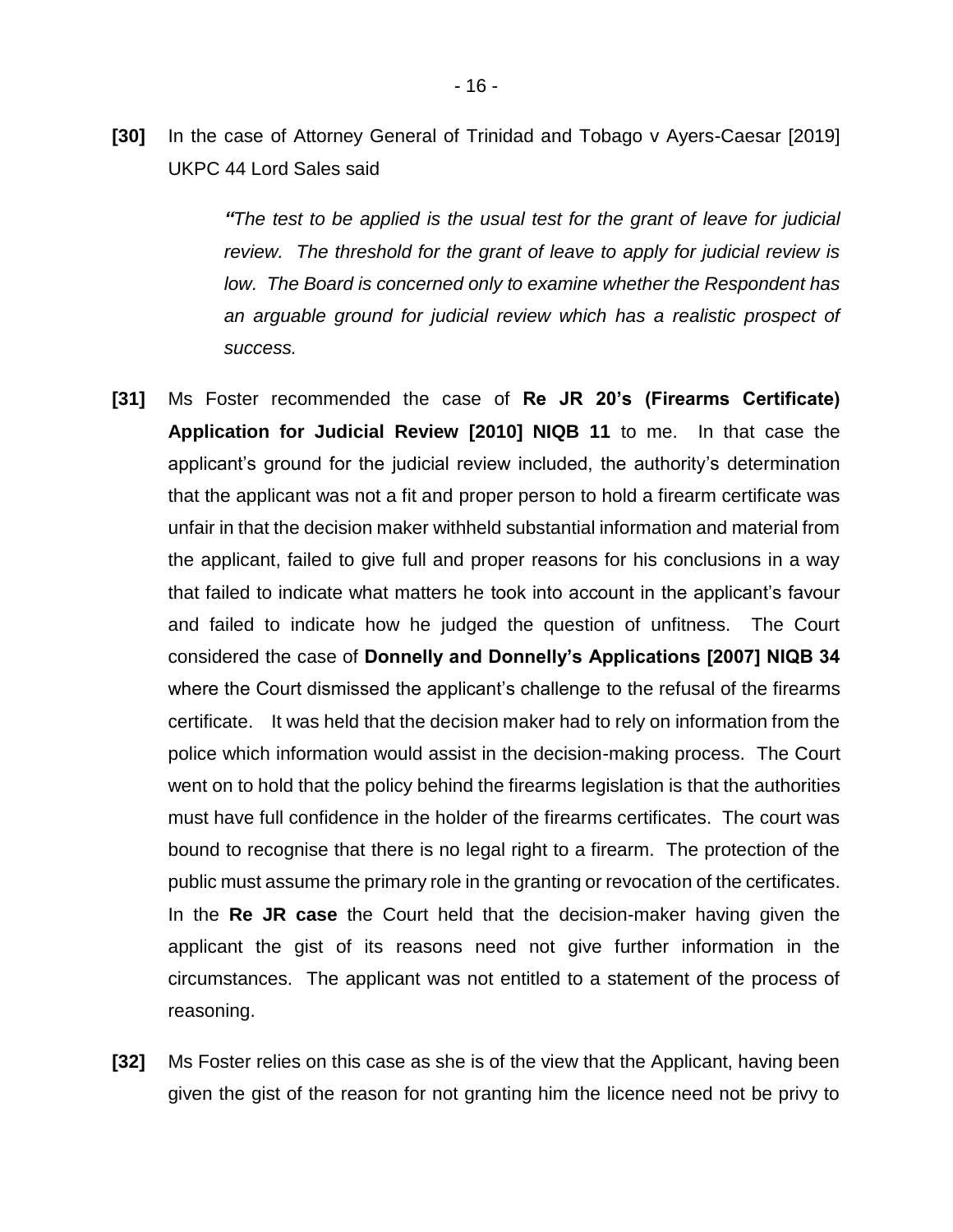**[30]** In the case of Attorney General of Trinidad and Tobago v Ayers-Caesar [2019] UKPC 44 Lord Sales said

> ***"****The test to be applied is the usual test for the grant of leave for judicial review. The threshold for the grant of leave to apply for judicial review is low. The Board is concerned only to examine whether the Respondent has an arguable ground for judicial review which has a realistic prospect of success.*

**[31]** Ms Foster recommended the case of **Re JR 20's (Firearms Certificate) Application for Judicial Review [2010] NIQB 11** to me. In that case the applicant's ground for the judicial review included, the authority's determination that the applicant was not a fit and proper person to hold a firearm certificate was unfair in that the decision maker withheld substantial information and material from the applicant, failed to give full and proper reasons for his conclusions in a way that failed to indicate what matters he took into account in the applicant's favour and failed to indicate how he judged the question of unfitness. The Court considered the case of **Donnelly and Donnelly's Applications [2007] NIQB 34** where the Court dismissed the applicant's challenge to the refusal of the firearms certificate. It was held that the decision maker had to rely on information from the police which information would assist in the decision-making process. The Court went on to hold that the policy behind the firearms legislation is that the authorities must have full confidence in the holder of the firearms certificates. The court was bound to recognise that there is no legal right to a firearm. The protection of the public must assume the primary role in the granting or revocation of the certificates. In the **Re JR case** the Court held that the decision-maker having given the applicant the gist of its reasons need not give further information in the circumstances. The applicant was not entitled to a statement of the process of reasoning.

**[32]** Ms Foster relies on this case as she is of the view that the Applicant, having been given the gist of the reason for not granting him the licence need not be privy to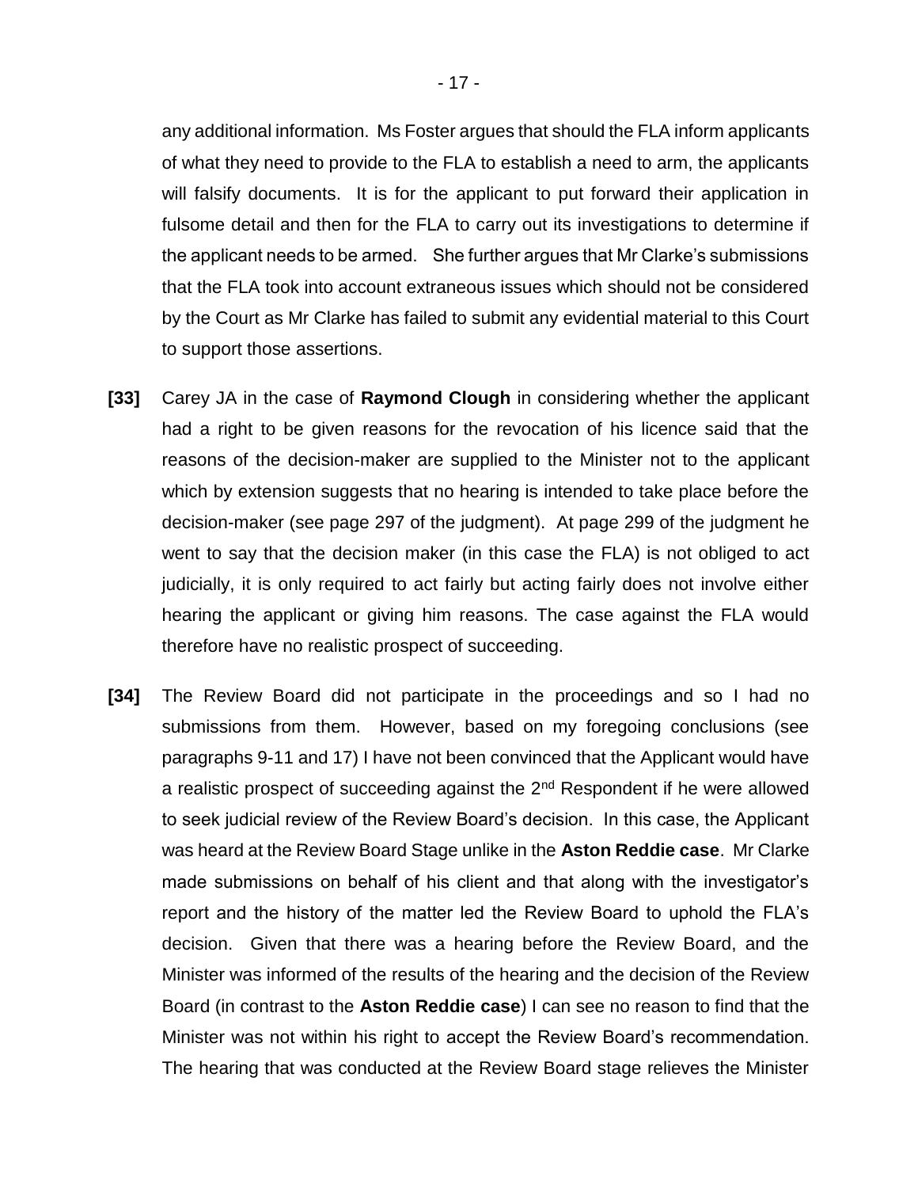any additional information. Ms Foster argues that should the FLA inform applicants of what they need to provide to the FLA to establish a need to arm, the applicants will falsify documents. It is for the applicant to put forward their application in fulsome detail and then for the FLA to carry out its investigations to determine if the applicant needs to be armed. She further argues that Mr Clarke's submissions that the FLA took into account extraneous issues which should not be considered by the Court as Mr Clarke has failed to submit any evidential material to this Court to support those assertions.

**[33]** Carey JA in the case of **Raymond Clough** in considering whether the applicant had a right to be given reasons for the revocation of his licence said that the reasons of the decision-maker are supplied to the Minister not to the applicant which by extension suggests that no hearing is intended to take place before the decision-maker (see page 297 of the judgment). At page 299 of the judgment he went to say that the decision maker (in this case the FLA) is not obliged to act judicially, it is only required to act fairly but acting fairly does not involve either hearing the applicant or giving him reasons. The case against the FLA would therefore have no realistic prospect of succeeding.

**[34]** The Review Board did not participate in the proceedings and so I had no submissions from them. However, based on my foregoing conclusions (see paragraphs 9-11 and 17) I have not been convinced that the Applicant would have a realistic prospect of succeeding against the 2nd Respondent if he were allowed to seek judicial review of the Review Board's decision. In this case, the Applicant was heard at the Review Board Stage unlike in the **Aston Reddie case**. Mr Clarke made submissions on behalf of his client and that along with the investigator's report and the history of the matter led the Review Board to uphold the FLA's decision. Given that there was a hearing before the Review Board, and the Minister was informed of the results of the hearing and the decision of the Review Board (in contrast to the **Aston Reddie case**) I can see no reason to find that the Minister was not within his right to accept the Review Board's recommendation. The hearing that was conducted at the Review Board stage relieves the Minister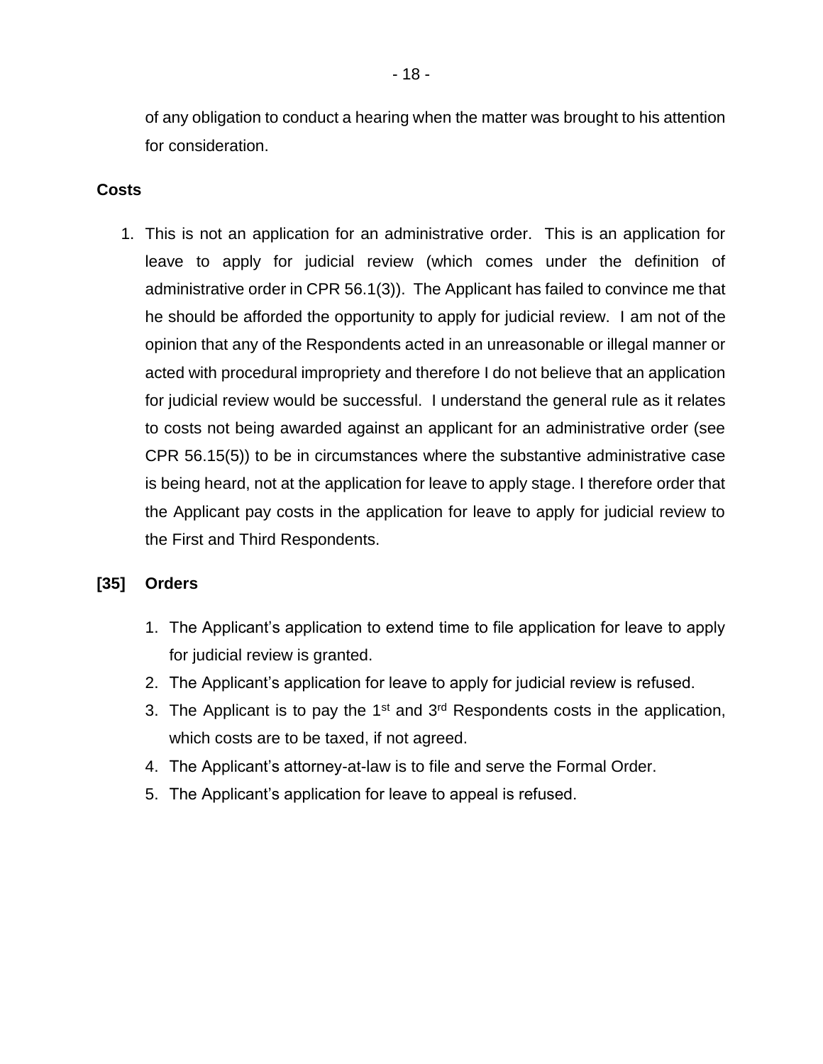of any obligation to conduct a hearing when the matter was brought to his attention for consideration.

**Costs**

1. This is not an application for an administrative order. This is an application for leave to apply for judicial review (which comes under the definition of administrative order in CPR 56.1(3)). The Applicant has failed to convince me that he should be afforded the opportunity to apply for judicial review. I am not of the opinion that any of the Respondents acted in an unreasonable or illegal manner or acted with procedural impropriety and therefore I do not believe that an application for judicial review would be successful. I understand the general rule as it relates to costs not being awarded against an applicant for an administrative order (see CPR 56.15(5)) to be in circumstances where the substantive administrative case is being heard, not at the application for leave to apply stage. I therefore order that the Applicant pay costs in the application for leave to apply for judicial review to the First and Third Respondents.

**[35] Orders**

1. The Applicant's application to extend time to file application for leave to apply for judicial review is granted.
2. The Applicant's application for leave to apply for judicial review is refused.
3. The Applicant is to pay the 1st and 3rd Respondents costs in the application, which costs are to be taxed, if not agreed.
4. The Applicant's attorney-at-law is to file and serve the Formal Order.
5. The Applicant's application for leave to appeal is refused.